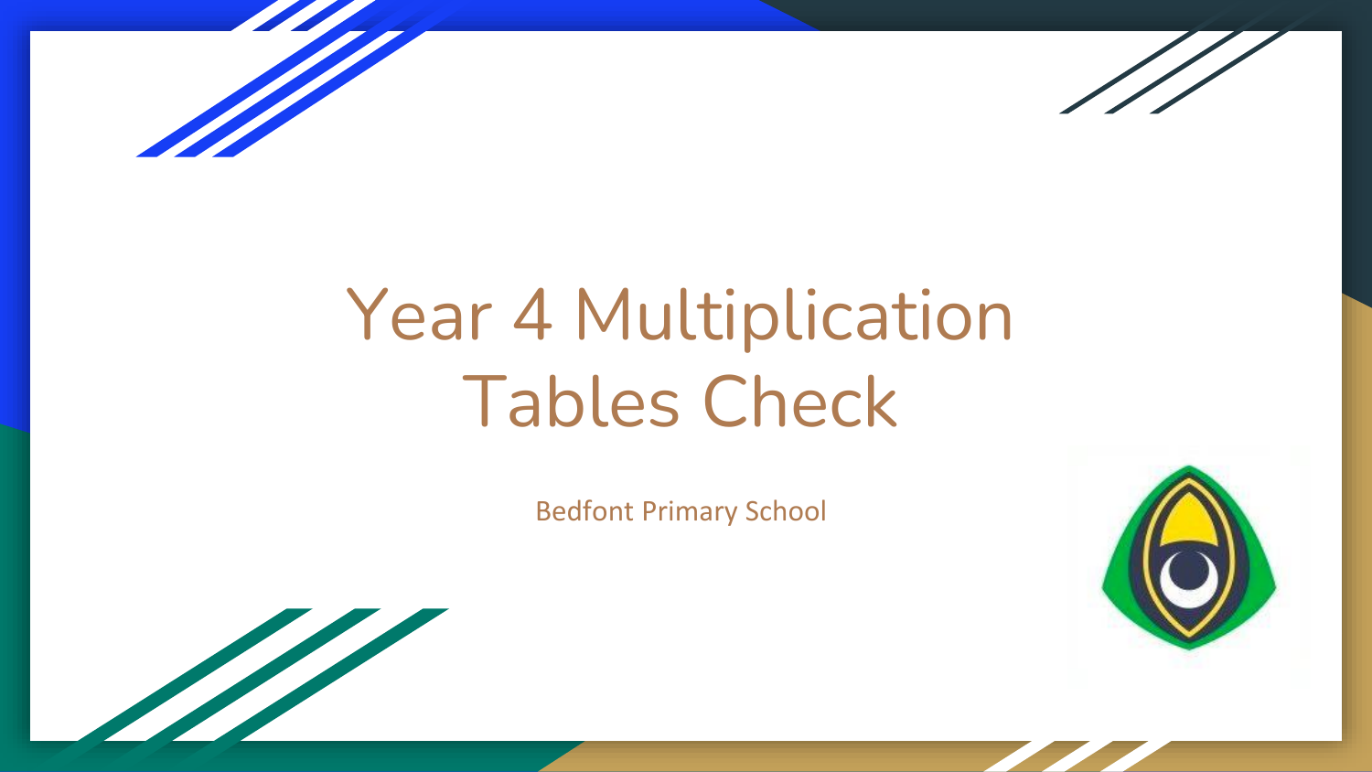# Year 4 Multiplication Tables Check

Bedfont Primary School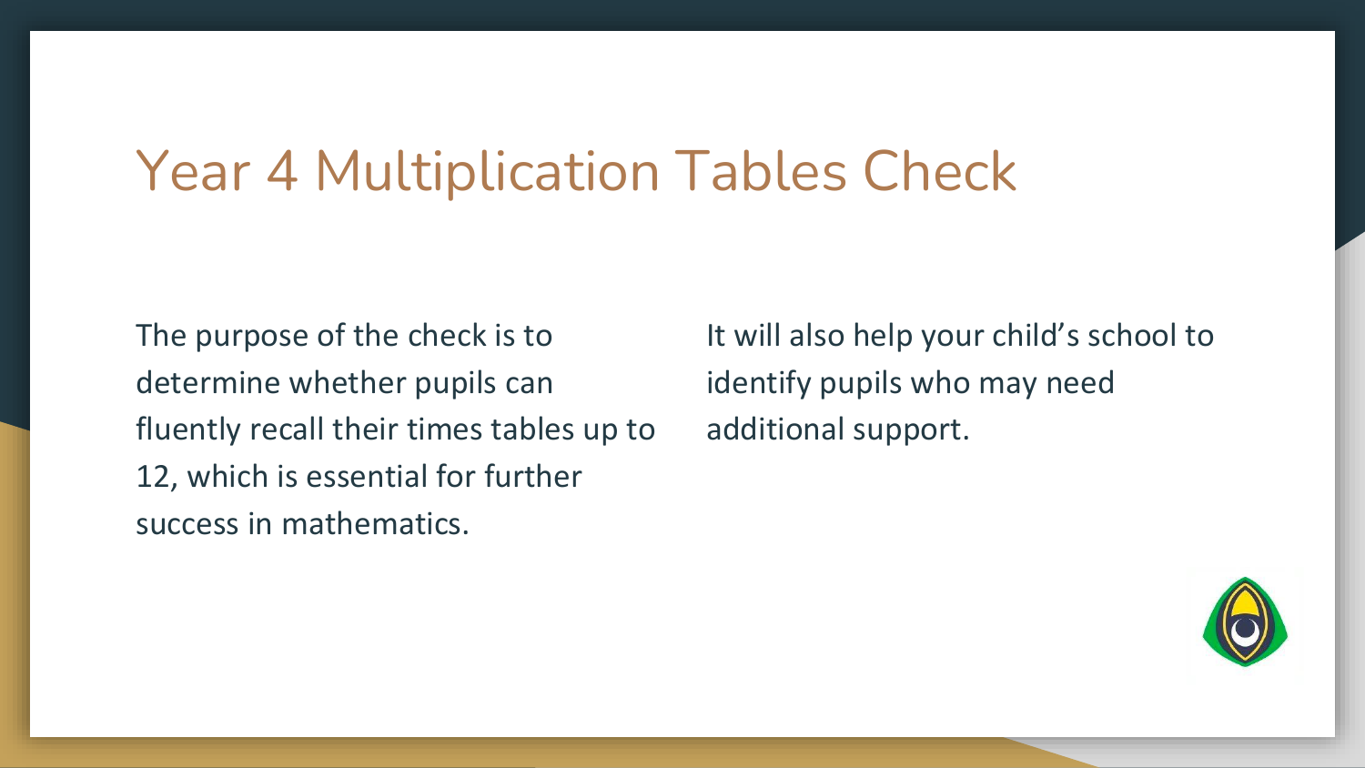# Year 4 Multiplication Tables Check

The purpose of the check is to determine whether pupils can fluently recall their times tables up to 12, which is essential for further success in mathematics.

It will also help your child's school to identify pupils who may need additional support.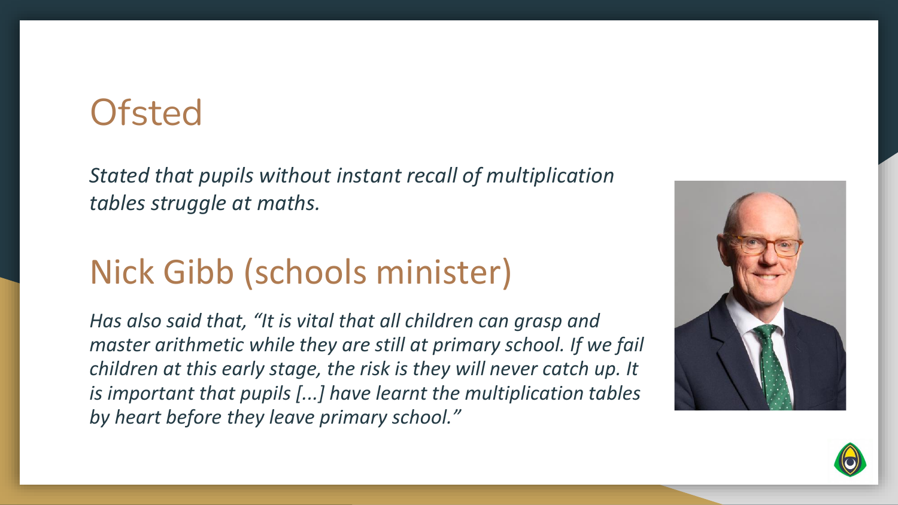## Ofsted

*Stated that pupils without instant recall of multiplication tables struggle at maths.*

## Nick Gibb (schools minister)

*Has also said that, "It is vital that all children can grasp and master arithmetic while they are still at primary school. If we fail children at this early stage, the risk is they will never catch up. It is important that pupils [...] have learnt the multiplication tables by heart before they leave primary school."*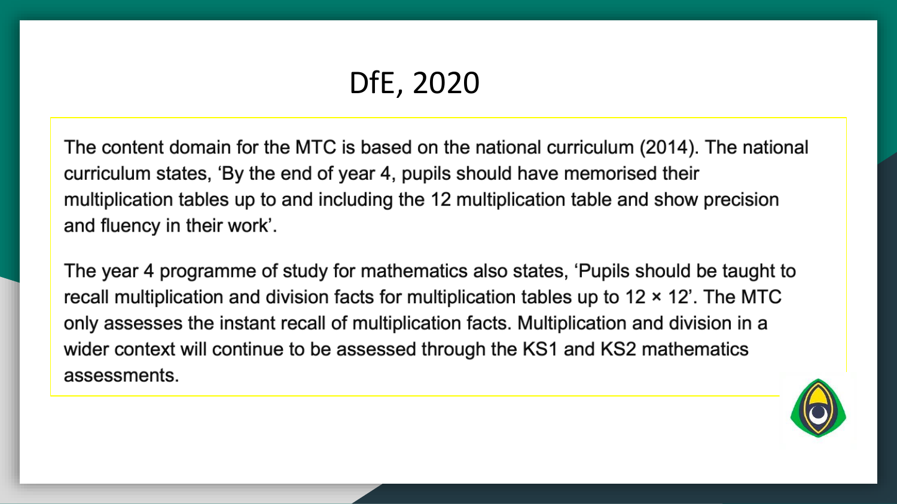# DfE, 2020

The content domain for the MTC is based on the national curriculum (2014). The national curriculum states, ‘By the end of year 4, pupils should have memorised their multiplication tables up to and including the 12 multiplication table and show precision and fluency in their work’.

The year 4 programme of study for mathematics also states, ‘Pupils should be taught to recall multiplication and division facts for multiplication tables up to 12 × 12’. The MTC only assesses the instant recall of multiplication facts. Multiplication and division in a wider context will continue to be assessed through the KS1 and KS2 mathematics assessments.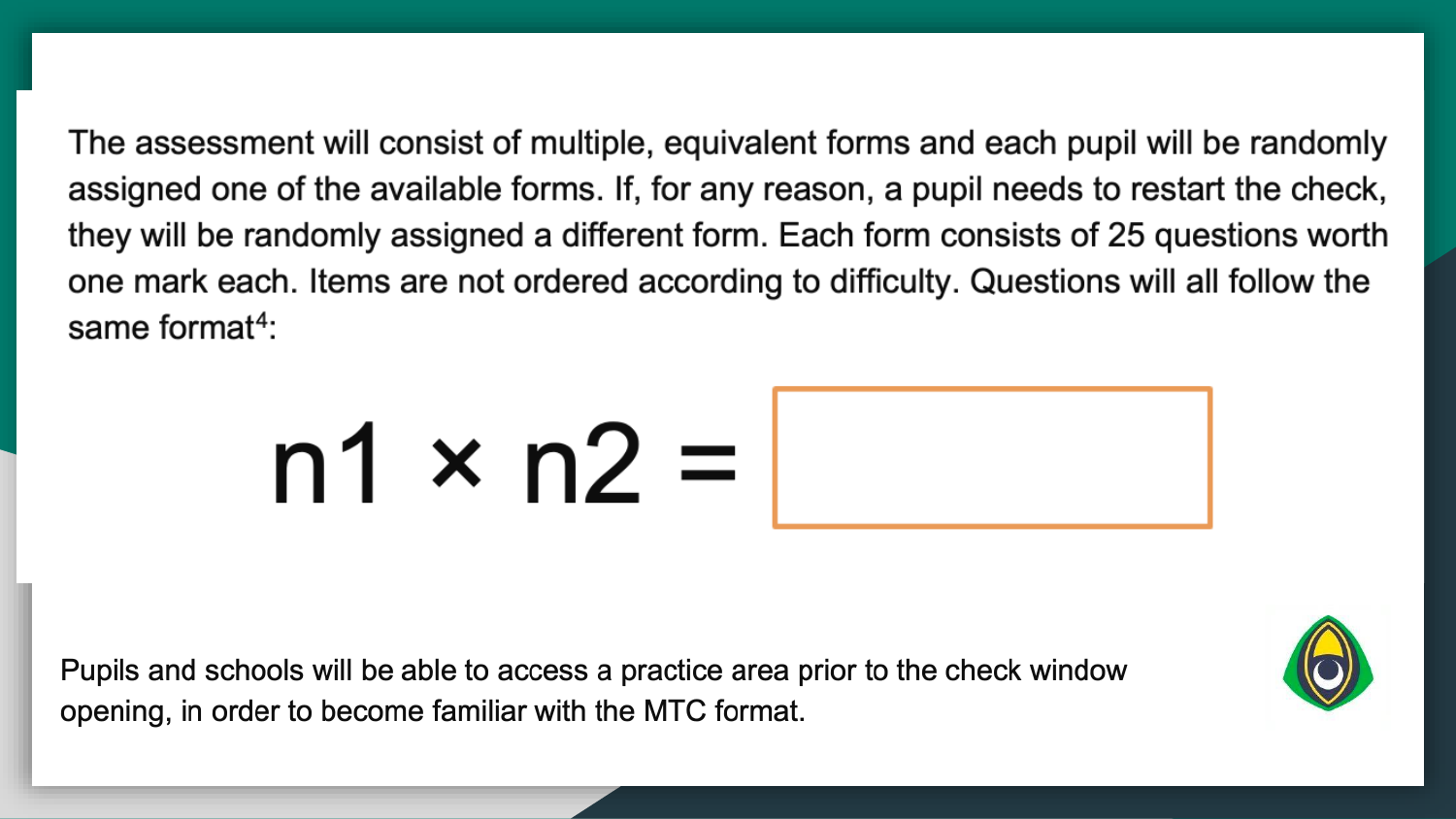The assessment will consist of multiple, equivalent forms and each pupil will be randomly assigned one of the available forms. If, for any reason, a pupil needs to restart the check, they will be randomly assigned a different form. Each form consists of 25 questions worth one mark each. Items are not ordered according to difficulty. Questions will all follow the same format[4]:

$$n1 \times n2 = \boxed{\phantom{0000}}$$

Pupils and schools will be able to access a practice area prior to the check window opening, in order to become familiar with the MTC format.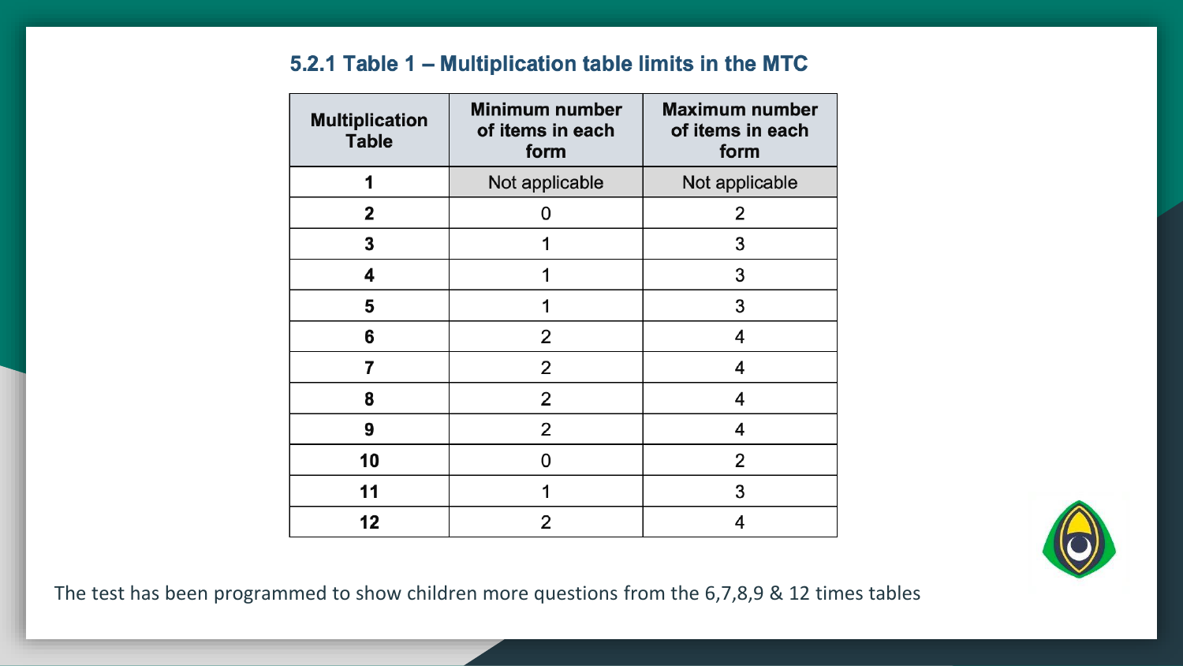### 5.2.1 Table 1 – Multiplication table limits in the MTC

| Multiplication Table | Minimum number of items in each form | Maximum number of items in each form |
|---|---|---|
| 1 | Not applicable | Not applicable |
| 2 | 0 | 2 |
| 3 | 1 | 3 |
| 4 | 1 | 3 |
| 5 | 1 | 3 |
| 6 | 2 | 4 |
| 7 | 2 | 4 |
| 8 | 2 | 4 |
| 9 | 2 | 4 |
| 10 | 0 | 2 |
| 11 | 1 | 3 |
| 12 | 2 | 4 |

The test has been programmed to show children more questions from the 6,7,8,9 & 12 times tables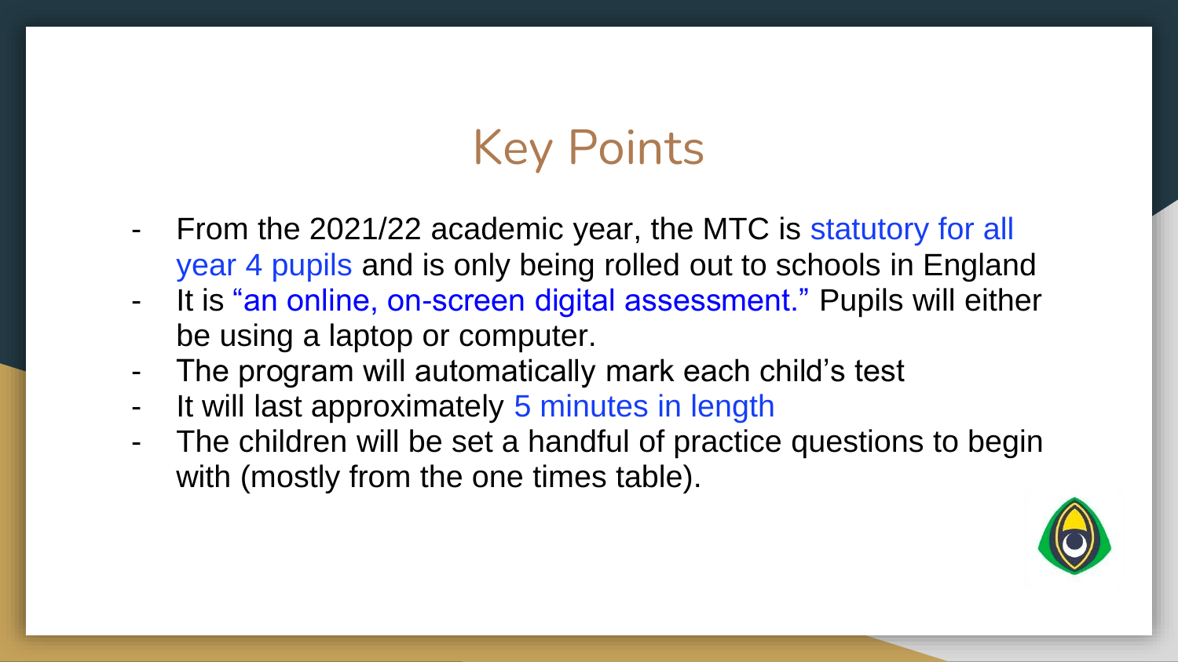# Key Points

- From the 2021/22 academic year, the MTC is statutory for all year 4 pupils and is only being rolled out to schools in England
- It is "an online, on-screen digital assessment." Pupils will either be using a laptop or computer.
- The program will automatically mark each child's test
- It will last approximately 5 minutes in length
- The children will be set a handful of practice questions to begin with (mostly from the one times table).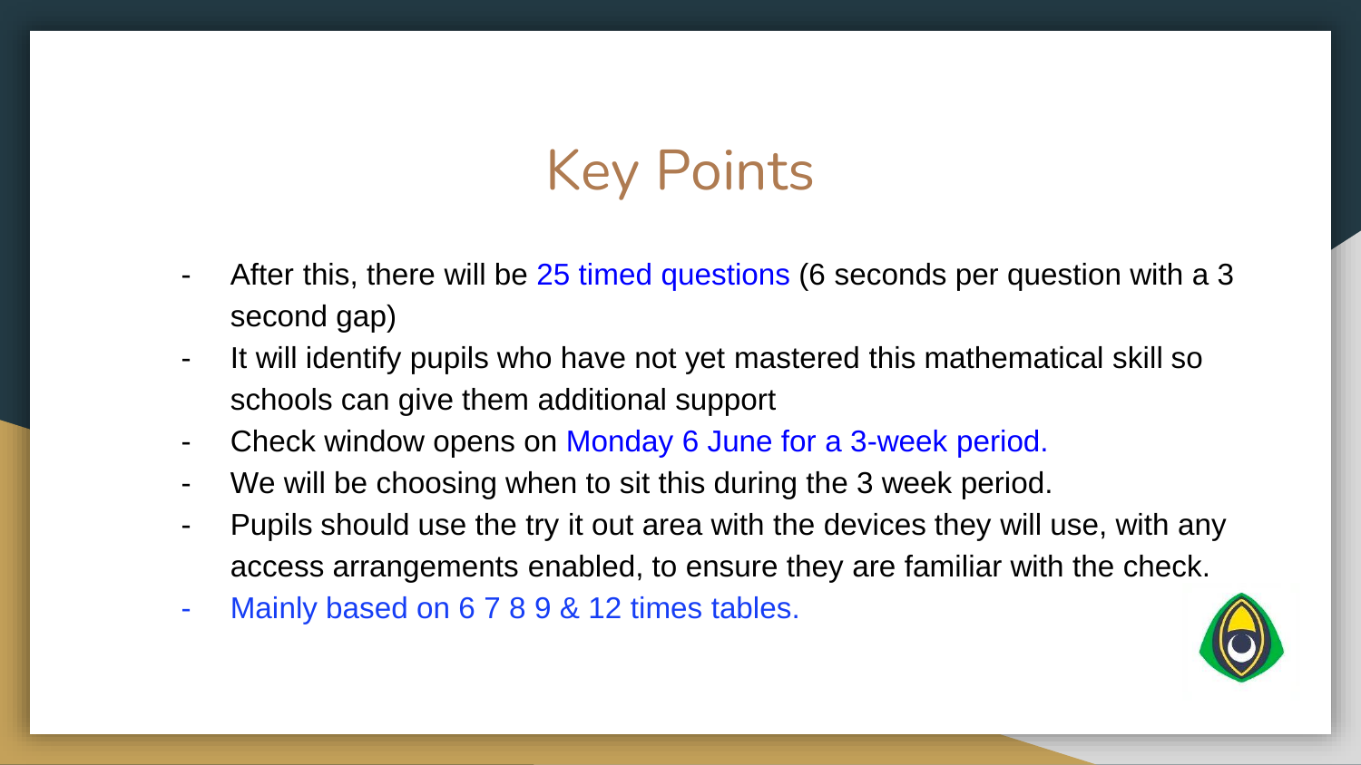# Key Points

- After this, there will be 25 timed questions (6 seconds per question with a 3 second gap)
- It will identify pupils who have not yet mastered this mathematical skill so schools can give them additional support
- Check window opens on Monday 6 June for a 3-week period.
- We will be choosing when to sit this during the 3 week period.
- Pupils should use the try it out area with the devices they will use, with any access arrangements enabled, to ensure they are familiar with the check.
- Mainly based on 6 7 8 9 & 12 times tables.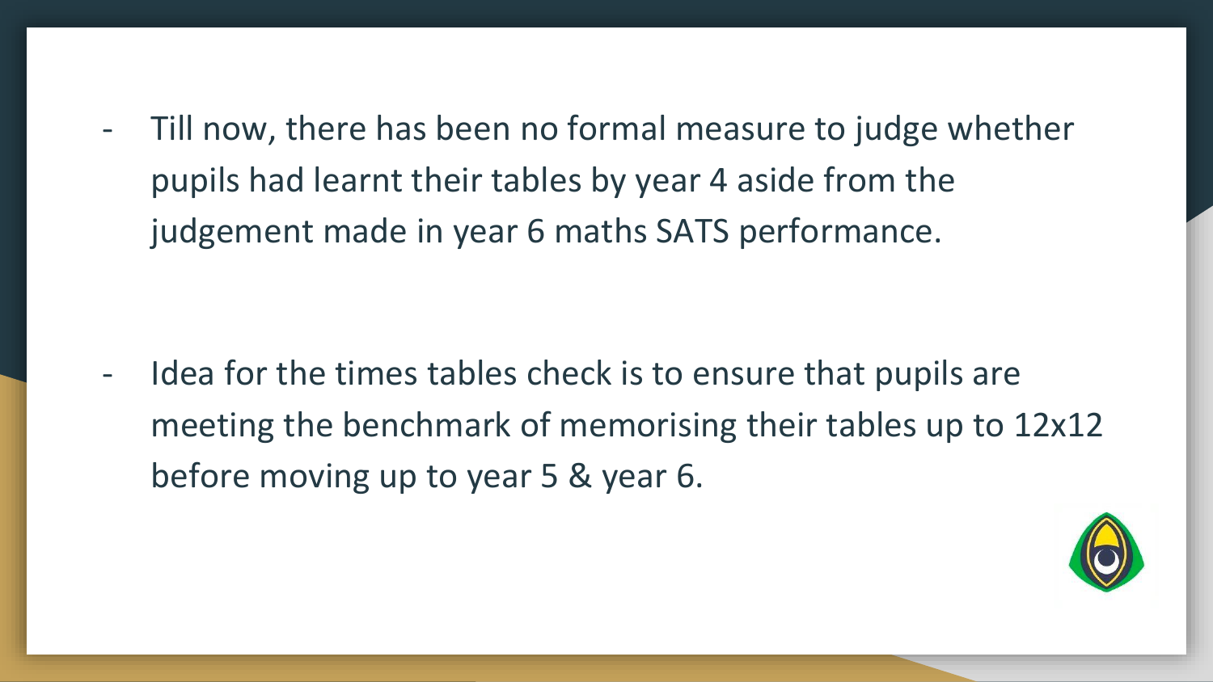- Till now, there has been no formal measure to judge whether pupils had learnt their tables by year 4 aside from the judgement made in year 6 maths SATS performance.

- Idea for the times tables check is to ensure that pupils are meeting the benchmark of memorising their tables up to 12x12 before moving up to year 5 & year 6.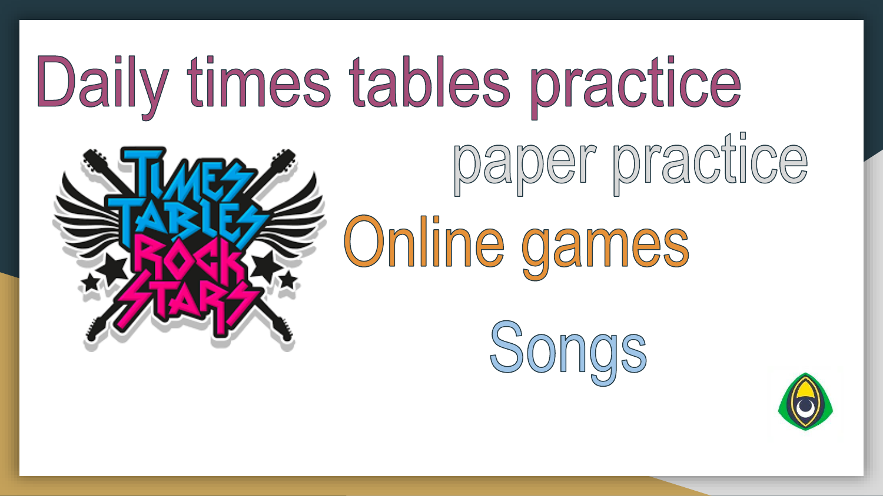# Daily times tables practice

paper practice

Online games

Songs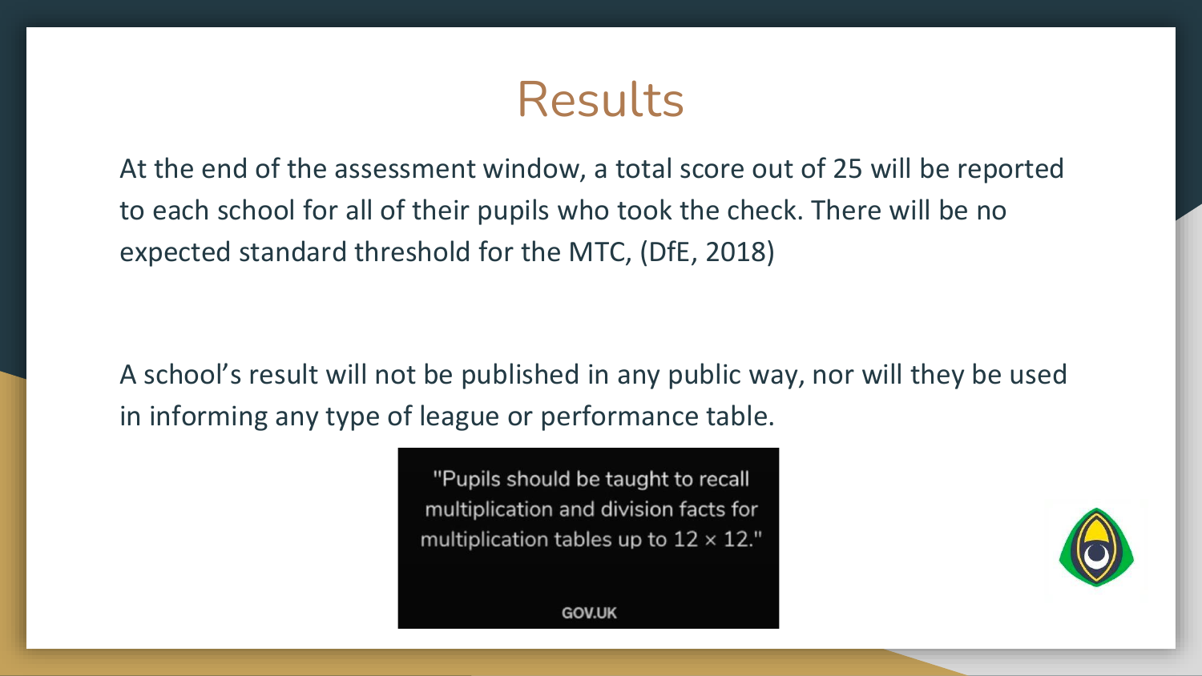# Results

At the end of the assessment window, a total score out of 25 will be reported to each school for all of their pupils who took the check. There will be no expected standard threshold for the MTC, (DfE, 2018)

A school's result will not be published in any public way, nor will they be used in informing any type of league or performance table.

"Pupils should be taught to recall multiplication and division facts for multiplication tables up to 12 × 12."

GOV.UK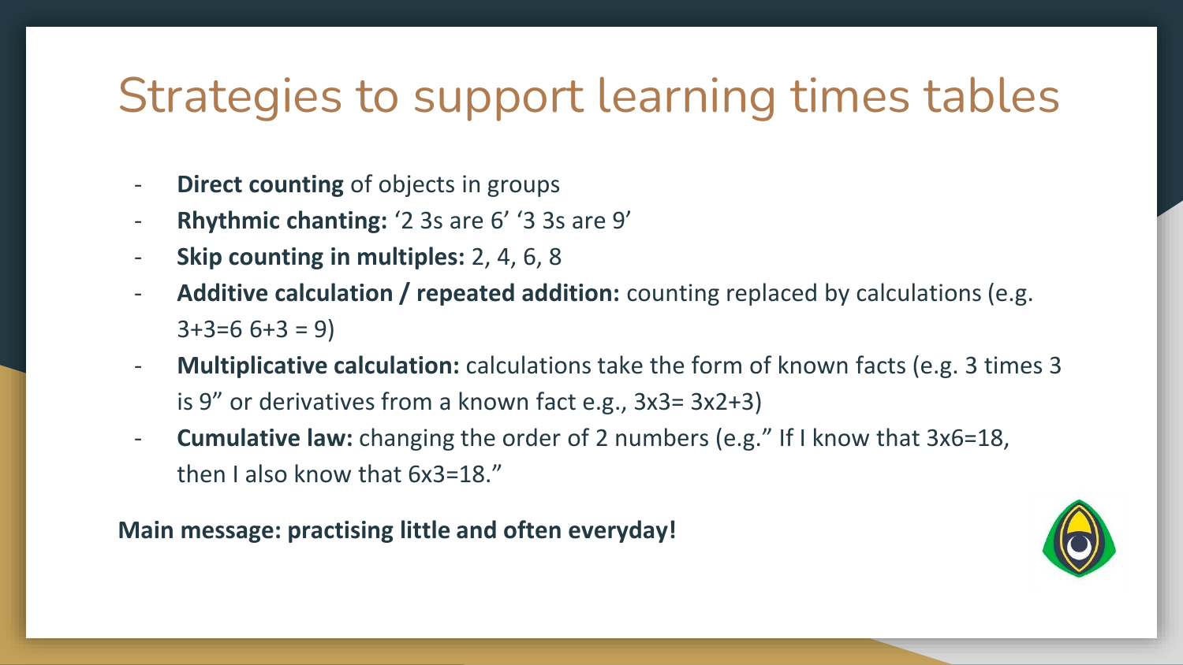# Strategies to support learning times tables

- **Direct counting** of objects in groups
- **Rhythmic chanting:** '2 3s are 6' '3 3s are 9'
- **Skip counting in multiples:** 2, 4, 6, 8
- **Additive calculation / repeated addition:** counting replaced by calculations (e.g. 3+3=6 6+3 = 9)
- **Multiplicative calculation:** calculations take the form of known facts (e.g. 3 times 3 is 9" or derivatives from a known fact e.g., 3x3= 3x2+3)
- **Cumulative law:** changing the order of 2 numbers (e.g." If I know that 3x6=18, then I also know that 6x3=18."

**Main message: practising little and often everyday!**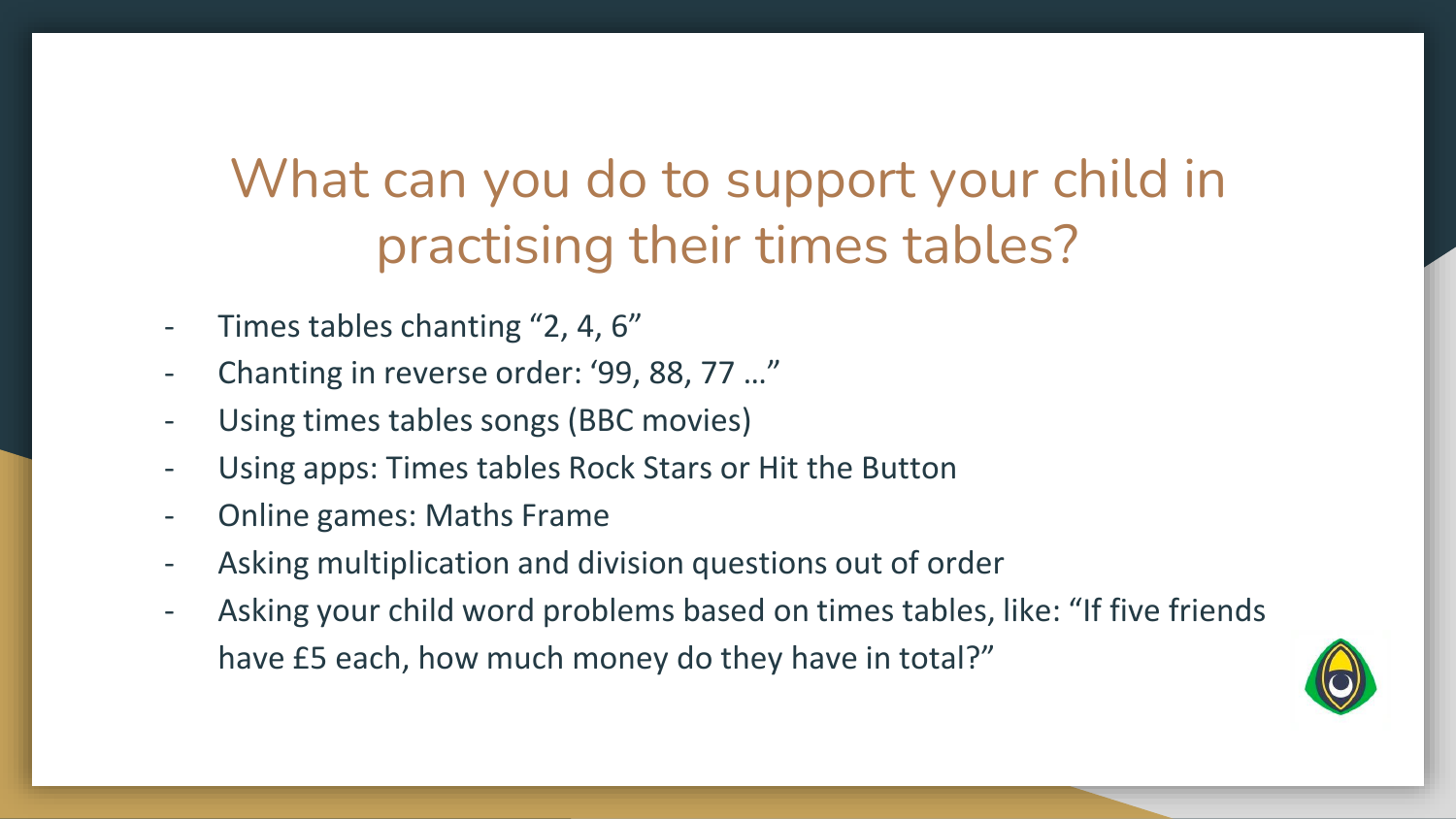# What can you do to support your child in practising their times tables?

- Times tables chanting "2, 4, 6"
- Chanting in reverse order: '99, 88, 77 …"
- Using times tables songs (BBC movies)
- Using apps: Times tables Rock Stars or Hit the Button
- Online games: Maths Frame
- Asking multiplication and division questions out of order
- Asking your child word problems based on times tables, like: "If five friends have £5 each, how much money do they have in total?"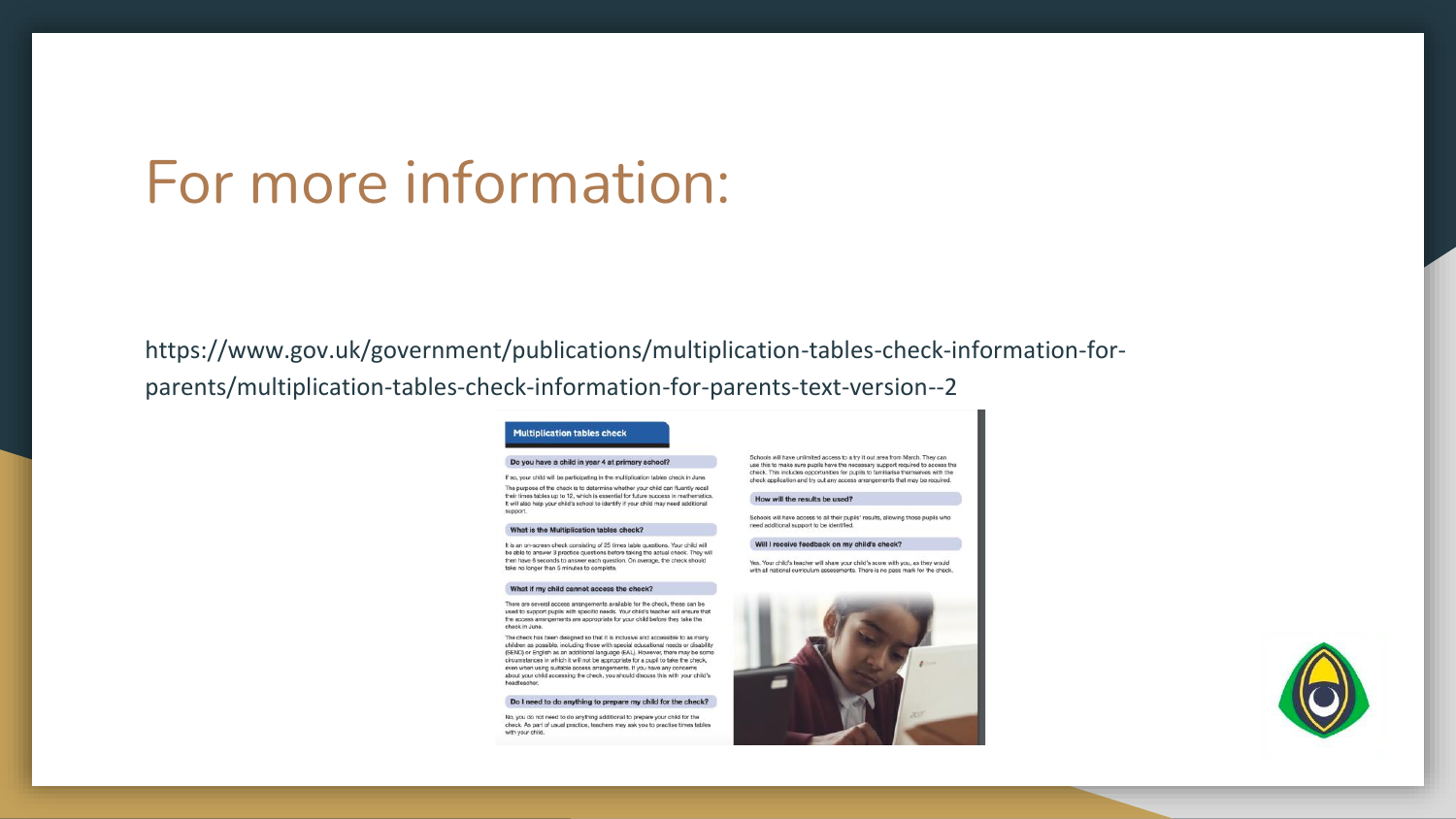# For more information:

https://www.gov.uk/government/publications/multiplication-tables-check-information-for-parents/multiplication-tables-check-information-for-parents-text-version--2

## Multiplication tables check

### Do you have a child in year 4 at primary school?

If so, your child will be participating in the multiplication tables check in June.

The purpose of the check is to determine whether your child can fluently recall their times tables up to 12, which is essential for future success in mathematics. It will also help your child's school to identify if your child may need additional support.

### What is the Multiplication tables check?

It is an on-screen check consisting of 25 times table questions. Your child will be able to answer 3 practice questions before taking the actual check. They will then have 6 seconds to answer each question. On average, the check should take no longer than 5 minutes to complete.

### What if my child cannot access the check?

There are several access arrangements available for the check, these can be used to support pupils with specific needs. Your child's teacher will ensure that the access arrangements are appropriate for your child before they take the check in June.

The check has been designed so that it is inclusive and accessible to as many children as possible, including those with special educational needs or disability (SEND) or English as an additional language (EAL). However, there may be some circumstances in which it will not be appropriate for a pupil to take the check, even when using suitable access arrangements. If you have any concerns about your child accessing the check, you should discuss this with your child's headteacher.

### Do I need to do anything to prepare my child for the check?

No, you do not need to do anything additional to prepare your child for the check. As part of usual practice, teachers may ask you to practice times tables with your child.

Schools will have unlimited access to a try it out area from March. They can use this to make sure pupils have the necessary support required to access the check. This includes opportunities for pupils to familiarise themselves with the check application and try out any access arrangements that may be required.

### How will the results be used?

Schools will have access to all their pupils' results, allowing those pupils who need additional support to be identified.

### Will I receive feedback on my child's check?

Yes. Your child's teacher will share your child's score with you, as they would with all national curriculum assessments. There is no pass mark for the check.